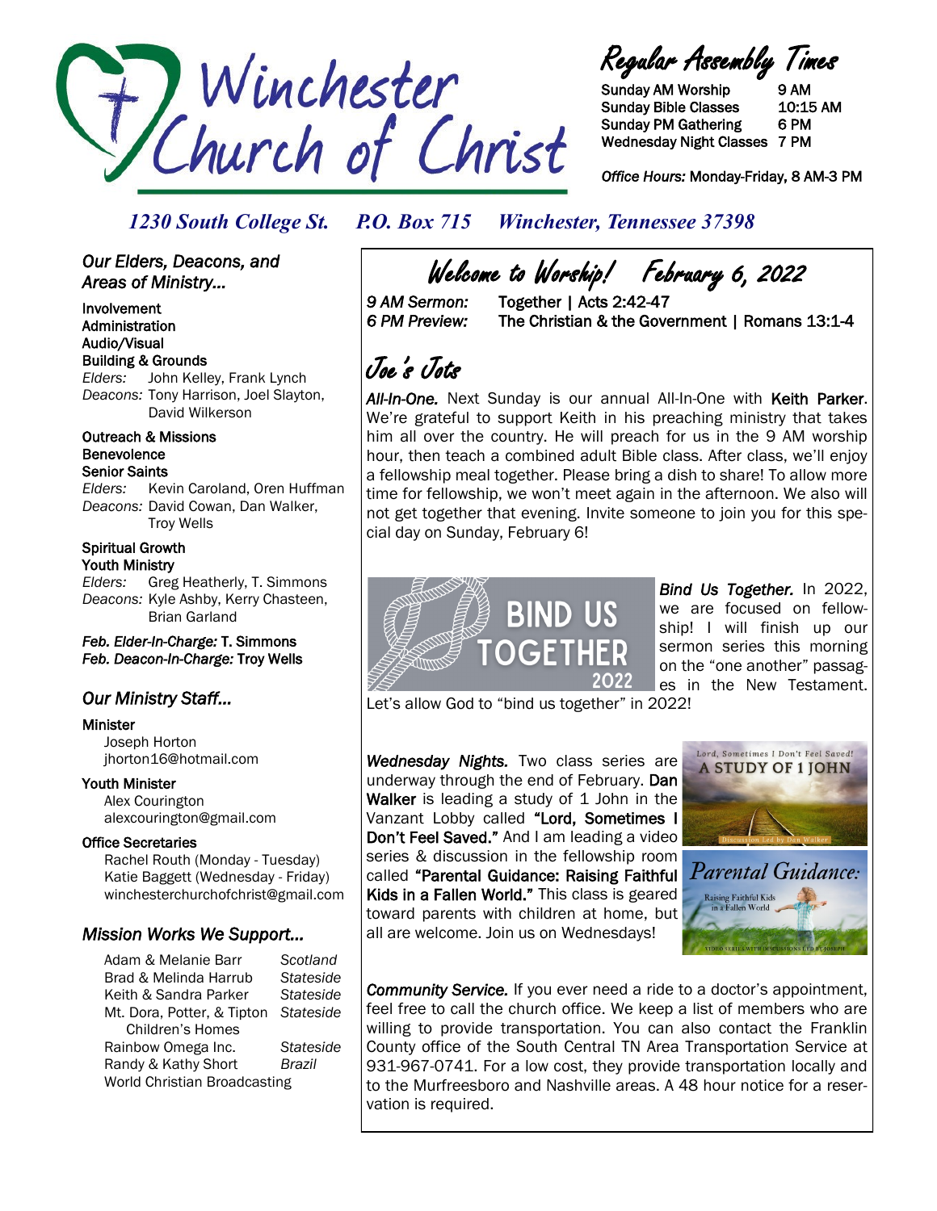# Winchester Church of Christ

## Regular Assembly Times

| | |
|---|---|
| Sunday AM Worship | 9 AM |
| Sunday Bible Classes | 10:15 AM |
| Sunday PM Gathering | 6 PM |
| Wednesday Night Classes | 7 PM |

*Office Hours:* Monday-Friday, 8 AM-3 PM

*1230 South College St. P.O. Box 715 Winchester, Tennessee 37398*

## *Our Elders, Deacons, and Areas of Ministry...*

**Involvement**
**Administration**
**Audio/Visual**
**Building & Grounds**
*Elders:* John Kelley, Frank Lynch
*Deacons:* Tony Harrison, Joel Slayton, David Wilkerson

**Outreach & Missions**
**Benevolence**
**Senior Saints**
*Elders:* Kevin Caroland, Oren Huffman
*Deacons:* David Cowan, Dan Walker, Troy Wells

**Spiritual Growth**
**Youth Ministry**
*Elders:* Greg Heatherly, T. Simmons
*Deacons:* Kyle Ashby, Kerry Chasteen, Brian Garland

***Feb. Elder-In-Charge:*** **T. Simmons**
***Feb. Deacon-In-Charge:*** **Troy Wells**

## *Our Ministry Staff...*

**Minister**
Joseph Horton
jhorton16@hotmail.com

**Youth Minister**
Alex Courington
alexcourington@gmail.com

**Office Secretaries**
Rachel Routh (Monday - Tuesday)
Katie Baggett (Wednesday - Friday)
winchesterchurchofchrist@gmail.com

## *Mission Works We Support...*

| | |
|---|---|
| Adam & Melanie Barr | *Scotland* |
| Brad & Melinda Harrub | *Stateside* |
| Keith & Sandra Parker | *Stateside* |
| Mt. Dora, Potter, & Tipton Children's Homes | *Stateside* |
| Rainbow Omega Inc. | *Stateside* |
| Randy & Kathy Short | *Brazil* |
| World Christian Broadcasting | |

## Welcome to Worship! February 6, 2022

*9 AM Sermon:* Together | Acts 2:42-47
*6 PM Preview:* The Christian & the Government | Romans 13:1-4

## Joe's Jots

***All-In-One.*** Next Sunday is our annual All-In-One with **Keith Parker**. We're grateful to support Keith in his preaching ministry that takes him all over the country. He will preach for us in the 9 AM worship hour, then teach a combined adult Bible class. After class, we'll enjoy a fellowship meal together. Please bring a dish to share! To allow more time for fellowship, we won't meet again in the afternoon. We also will not get together that evening. Invite someone to join you for this special day on Sunday, February 6!

***Bind Us Together.*** In 2022, we are focused on fellowship! I will finish up our sermon series this morning on the "one another" passages in the New Testament. Let's allow God to "bind us together" in 2022!

***Wednesday Nights.*** Two class series are underway through the end of February. **Dan Walker** is leading a study of 1 John in the Vanzant Lobby called **"Lord, Sometimes I Don't Feel Saved."** And I am leading a video series & discussion in the fellowship room called **"Parental Guidance: Raising Faithful Kids in a Fallen World."** This class is geared toward parents with children at home, but all are welcome. Join us on Wednesdays!

***Community Service.*** If you ever need a ride to a doctor's appointment, feel free to call the church office. We keep a list of members who are willing to provide transportation. You can also contact the Franklin County office of the South Central TN Area Transportation Service at 931-967-0741. For a low cost, they provide transportation locally and to the Murfreesboro and Nashville areas. A 48 hour notice for a reservation is required.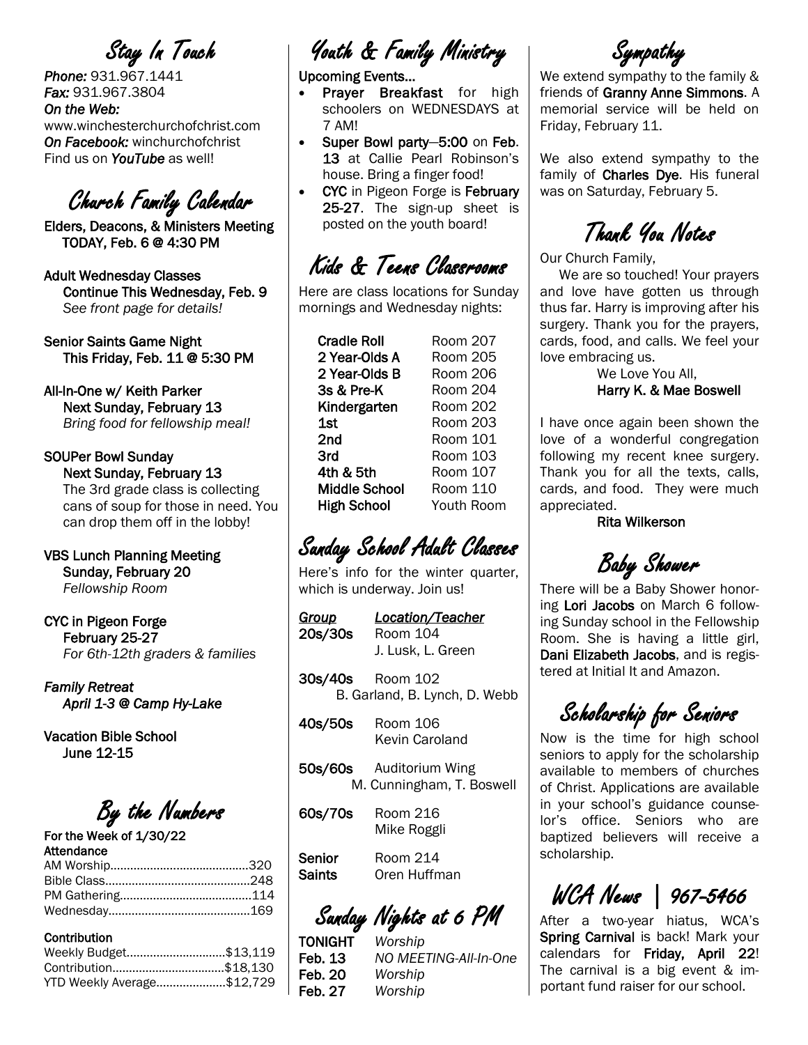## Stay In Touch

*Phone:* 931.967.1441
*Fax:* 931.967.3804
*On the Web:*
www.winchesterchurchofchrist.com
*On Facebook:* winchurchofchrist
Find us on *YouTube* as well!

## Church Family Calendar

**Elders, Deacons, & Ministers Meeting**
**TODAY, Feb. 6 @ 4:30 PM**

**Adult Wednesday Classes**
**Continue This Wednesday, Feb. 9**
*See front page for details!*

**Senior Saints Game Night**
**This Friday, Feb. 11 @ 5:30 PM**

**All-In-One w/ Keith Parker**
**Next Sunday, February 13**
*Bring food for fellowship meal!*

**SOUPer Bowl Sunday**
**Next Sunday, February 13**
The 3rd grade class is collecting cans of soup for those in need. You can drop them off in the lobby!

**VBS Lunch Planning Meeting**
**Sunday, February 20**
*Fellowship Room*

**CYC in Pigeon Forge**
**February 25-27**
*For 6th-12th graders & families*

***Family Retreat***
***April 1-3 @ Camp Hy-Lake***

**Vacation Bible School**
**June 12-15**

## By the Numbers

**For the Week of 1/30/22**

**Attendance**

| | |
|---|---|
| AM Worship | 320 |
| Bible Class | 248 |
| PM Gathering | 114 |
| Wednesday | 169 |

**Contribution**

| | |
|---|---|
| Weekly Budget | $13,119 |
| Contribution | $18,130 |
| YTD Weekly Average | $12,729 |

## Youth & Family Ministry

**Upcoming Events...**

- **Prayer Breakfast** for high schoolers on WEDNESDAYS at 7 AM!
- **Super Bowl party**—**5:00** on **Feb. 13** at Callie Pearl Robinson's house. Bring a finger food!
- **CYC** in Pigeon Forge is **February 25-27**. The sign-up sheet is posted on the youth board!

## Kids & Teens Classrooms

Here are class locations for Sunday mornings and Wednesday nights:

| | |
|---|---|
| **Cradle Roll** | Room 207 |
| **2 Year-Olds A** | Room 205 |
| **2 Year-Olds B** | Room 206 |
| **3s & Pre-K** | Room 204 |
| **Kindergarten** | Room 202 |
| **1st** | Room 203 |
| **2nd** | Room 101 |
| **3rd** | Room 103 |
| **4th & 5th** | Room 107 |
| **Middle School** | Room 110 |
| **High School** | Youth Room |

## Sunday School Adult Classes

Here's info for the winter quarter, which is underway. Join us!

| *Group* | *Location/Teacher* |
|---|---|
| **20s/30s** | Room 104<br>J. Lusk, L. Green |
| **30s/40s** | Room 102<br>B. Garland, B. Lynch, D. Webb |
| **40s/50s** | Room 106<br>Kevin Caroland |
| **50s/60s** | Auditorium Wing<br>M. Cunningham, T. Boswell |
| **60s/70s** | Room 216<br>Mike Roggli |
| **Senior Saints** | Room 214<br>Oren Huffman |

## Sunday Nights at 6 PM

| | |
|---|---|
| **TONIGHT** | *Worship* |
| **Feb. 13** | *NO MEETING-All-In-One* |
| **Feb. 20** | *Worship* |
| **Feb. 27** | *Worship* |

## Sympathy

We extend sympathy to the family & friends of **Granny Anne Simmons**. A memorial service will be held on Friday, February 11.

We also extend sympathy to the family of **Charles Dye**. His funeral was on Saturday, February 5.

## Thank You Notes

Our Church Family,

We are so touched! Your prayers and love have gotten us through thus far. Harry is improving after his surgery. Thank you for the prayers, cards, food, and calls. We feel your love embracing us.

We Love You All,
**Harry K. & Mae Boswell**

I have once again been shown the love of a wonderful congregation following my recent knee surgery. Thank you for all the texts, calls, cards, and food. They were much appreciated.

**Rita Wilkerson**

## Baby Shower

There will be a Baby Shower honoring **Lori Jacobs** on March 6 following Sunday school in the Fellowship Room. She is having a little girl, **Dani Elizabeth Jacobs**, and is registered at Initial It and Amazon.

## Scholarship for Seniors

Now is the time for high school seniors to apply for the scholarship available to members of churches of Christ. Applications are available in your school's guidance counselor's office. Seniors who are baptized believers will receive a scholarship.

## WCA News | 967-5466

After a two-year hiatus, WCA's **Spring Carnival** is back! Mark your calendars for **Friday, April 22**! The carnival is a big event & important fund raiser for our school.